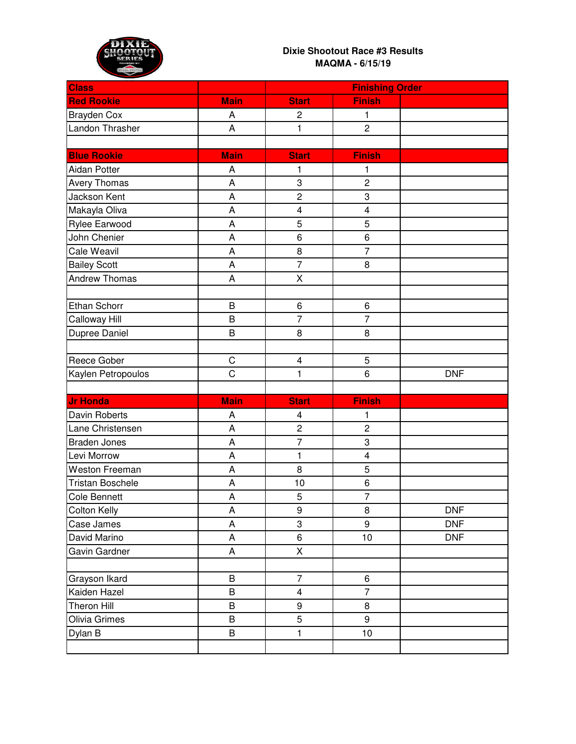**Dixie Shootout Race #3 Results**
**MAQMA - 6/15/19**

| Class | | Finishing Order | | |
|---|---|---|---|---|
| Red Rookie | Main | Start | Finish | |
| Brayden Cox | A | 2 | 1 | |
| Landon Thrasher | A | 1 | 2 | |
| | | | | |
| Blue Rookie | Main | Start | Finish | |
| Aidan Potter | A | 1 | 1 | |
| Avery Thomas | A | 3 | 2 | |
| Jackson Kent | A | 2 | 3 | |
| Makayla Oliva | A | 4 | 4 | |
| Rylee Earwood | A | 5 | 5 | |
| John Chenier | A | 6 | 6 | |
| Cale Weavil | A | 8 | 7 | |
| Bailey Scott | A | 7 | 8 | |
| Andrew Thomas | A | X | | |
| | | | | |
| Ethan Schorr | B | 6 | 6 | |
| Calloway Hill | B | 7 | 7 | |
| Dupree Daniel | B | 8 | 8 | |
| | | | | |
| Reece Gober | C | 4 | 5 | |
| Kaylen Petropoulos | C | 1 | 6 | DNF |
| | | | | |
| Jr Honda | Main | Start | Finish | |
| Davin Roberts | A | 4 | 1 | |
| Lane Christensen | A | 2 | 2 | |
| Braden Jones | A | 7 | 3 | |
| Levi Morrow | A | 1 | 4 | |
| Weston Freeman | A | 8 | 5 | |
| Tristan Boschele | A | 10 | 6 | |
| Cole Bennett | A | 5 | 7 | |
| Colton Kelly | A | 9 | 8 | DNF |
| Case James | A | 3 | 9 | DNF |
| David Marino | A | 6 | 10 | DNF |
| Gavin Gardner | A | X | | |
| | | | | |
| Grayson Ikard | B | 7 | 6 | |
| Kaiden Hazel | B | 4 | 7 | |
| Theron Hill | B | 9 | 8 | |
| Olivia Grimes | B | 5 | 9 | |
| Dylan B | B | 1 | 10 | |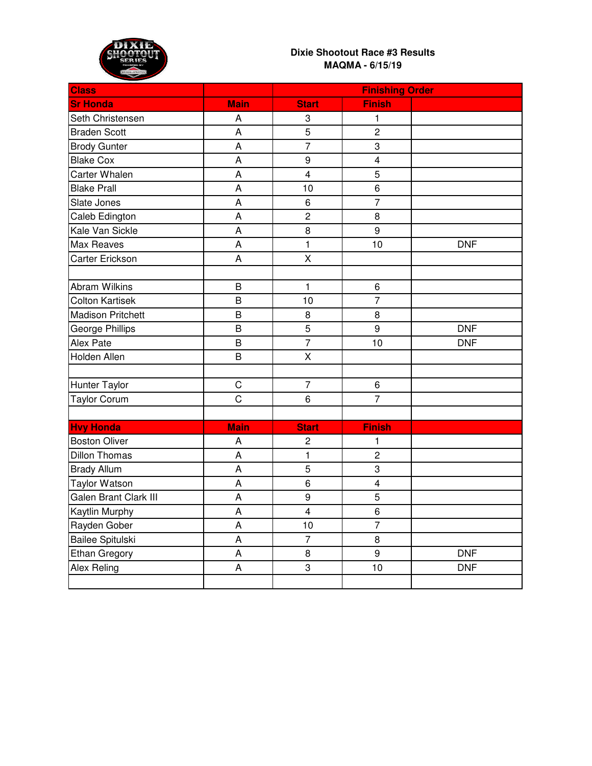**Dixie Shootout Race #3 Results**
**MAQMA - 6/15/19**

| Class | | Finishing Order | | |
|---|---|---|---|---|
| **Sr Honda** | **Main** | **Start** | **Finish** | |
| Seth Christensen | A | 3 | 1 | |
| Braden Scott | A | 5 | 2 | |
| Brody Gunter | A | 7 | 3 | |
| Blake Cox | A | 9 | 4 | |
| Carter Whalen | A | 4 | 5 | |
| Blake Prall | A | 10 | 6 | |
| Slate Jones | A | 6 | 7 | |
| Caleb Edington | A | 2 | 8 | |
| Kale Van Sickle | A | 8 | 9 | |
| Max Reaves | A | 1 | 10 | DNF |
| Carter Erickson | A | X | | |
| | | | | |
| Abram Wilkins | B | 1 | 6 | |
| Colton Kartisek | B | 10 | 7 | |
| Madison Pritchett | B | 8 | 8 | |
| George Phillips | B | 5 | 9 | DNF |
| Alex Pate | B | 7 | 10 | DNF |
| Holden Allen | B | X | | |
| | | | | |
| Hunter Taylor | C | 7 | 6 | |
| Taylor Corum | C | 6 | 7 | |
| | | | | |
| **Hvy Honda** | **Main** | **Start** | **Finish** | |
| Boston Oliver | A | 2 | 1 | |
| Dillon Thomas | A | 1 | 2 | |
| Brady Allum | A | 5 | 3 | |
| Taylor Watson | A | 6 | 4 | |
| Galen Brant Clark III | A | 9 | 5 | |
| Kaytlin Murphy | A | 4 | 6 | |
| Rayden Gober | A | 10 | 7 | |
| Bailee Spitulski | A | 7 | 8 | |
| Ethan Gregory | A | 8 | 9 | DNF |
| Alex Reling | A | 3 | 10 | DNF |
| | | | | |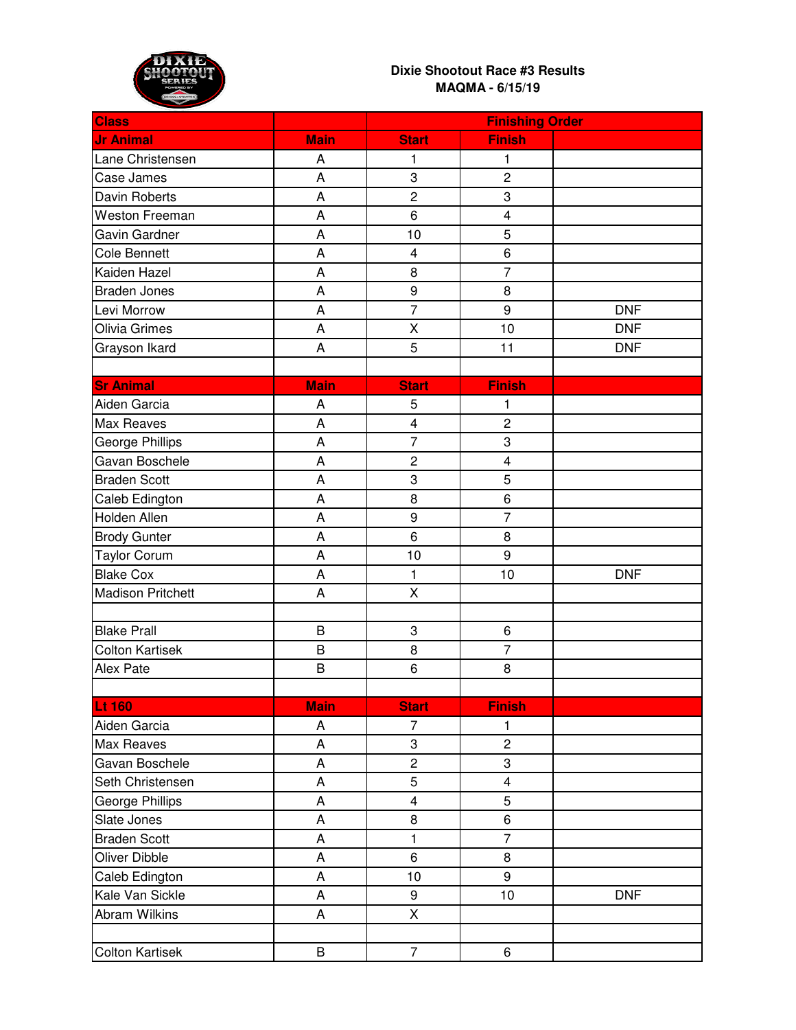# Dixie Shootout Race #3 Results

**MAQMA - 6/15/19**

| Class | | Finishing Order | | |
|---|---|---|---|---|
| **Jr Animal** | **Main** | **Start** | **Finish** | |
| Lane Christensen | A | 1 | 1 | |
| Case James | A | 3 | 2 | |
| Davin Roberts | A | 2 | 3 | |
| Weston Freeman | A | 6 | 4 | |
| Gavin Gardner | A | 10 | 5 | |
| Cole Bennett | A | 4 | 6 | |
| Kaiden Hazel | A | 8 | 7 | |
| Braden Jones | A | 9 | 8 | |
| Levi Morrow | A | 7 | 9 | DNF |
| Olivia Grimes | A | X | 10 | DNF |
| Grayson Ikard | A | 5 | 11 | DNF |
| | | | | |
| **Sr Animal** | **Main** | **Start** | **Finish** | |
| Aiden Garcia | A | 5 | 1 | |
| Max Reaves | A | 4 | 2 | |
| George Phillips | A | 7 | 3 | |
| Gavan Boschele | A | 2 | 4 | |
| Braden Scott | A | 3 | 5 | |
| Caleb Edington | A | 8 | 6 | |
| Holden Allen | A | 9 | 7 | |
| Brody Gunter | A | 6 | 8 | |
| Taylor Corum | A | 10 | 9 | |
| Blake Cox | A | 1 | 10 | DNF |
| Madison Pritchett | A | X | | |
| | | | | |
| Blake Prall | B | 3 | 6 | |
| Colton Kartisek | B | 8 | 7 | |
| Alex Pate | B | 6 | 8 | |
| | | | | |
| **Lt 160** | **Main** | **Start** | **Finish** | |
| Aiden Garcia | A | 7 | 1 | |
| Max Reaves | A | 3 | 2 | |
| Gavan Boschele | A | 2 | 3 | |
| Seth Christensen | A | 5 | 4 | |
| George Phillips | A | 4 | 5 | |
| Slate Jones | A | 8 | 6 | |
| Braden Scott | A | 1 | 7 | |
| Oliver Dibble | A | 6 | 8 | |
| Caleb Edington | A | 10 | 9 | |
| Kale Van Sickle | A | 9 | 10 | DNF |
| Abram Wilkins | A | X | | |
| | | | | |
| Colton Kartisek | B | 7 | 6 | |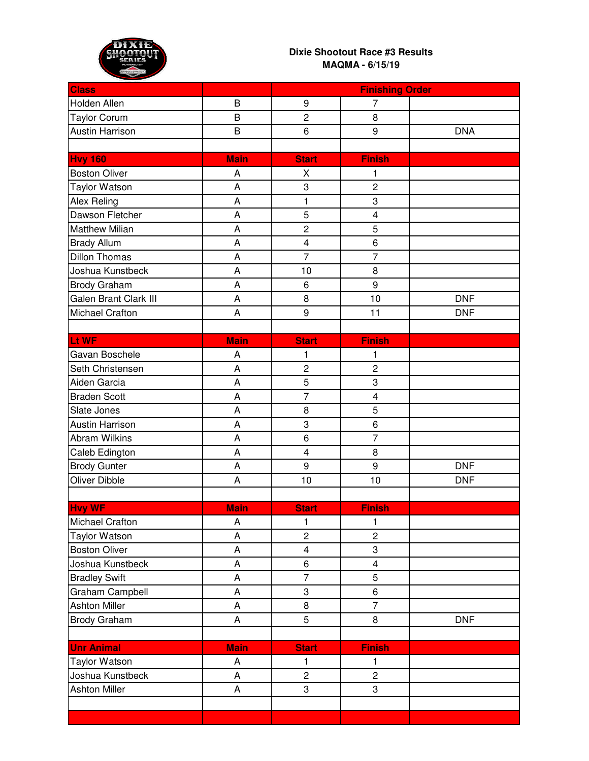**Dixie Shootout Race #3 Results**
**MAQMA - 6/15/19**

| Class | | Finishing Order | | |
|---|---|---|---|---|
| Holden Allen | B | 9 | 7 | |
| Taylor Corum | B | 2 | 8 | |
| Austin Harrison | B | 6 | 9 | DNA |
| | | | | |
| **Hvy 160** | **Main** | **Start** | **Finish** | |
| Boston Oliver | A | X | 1 | |
| Taylor Watson | A | 3 | 2 | |
| Alex Reling | A | 1 | 3 | |
| Dawson Fletcher | A | 5 | 4 | |
| Matthew Milian | A | 2 | 5 | |
| Brady Allum | A | 4 | 6 | |
| Dillon Thomas | A | 7 | 7 | |
| Joshua Kunstbeck | A | 10 | 8 | |
| Brody Graham | A | 6 | 9 | |
| Galen Brant Clark III | A | 8 | 10 | DNF |
| Michael Crafton | A | 9 | 11 | DNF |
| | | | | |
| **Lt WF** | **Main** | **Start** | **Finish** | |
| Gavan Boschele | A | 1 | 1 | |
| Seth Christensen | A | 2 | 2 | |
| Aiden Garcia | A | 5 | 3 | |
| Braden Scott | A | 7 | 4 | |
| Slate Jones | A | 8 | 5 | |
| Austin Harrison | A | 3 | 6 | |
| Abram Wilkins | A | 6 | 7 | |
| Caleb Edington | A | 4 | 8 | |
| Brody Gunter | A | 9 | 9 | DNF |
| Oliver Dibble | A | 10 | 10 | DNF |
| | | | | |
| **Hvy WF** | **Main** | **Start** | **Finish** | |
| Michael Crafton | A | 1 | 1 | |
| Taylor Watson | A | 2 | 2 | |
| Boston Oliver | A | 4 | 3 | |
| Joshua Kunstbeck | A | 6 | 4 | |
| Bradley Swift | A | 7 | 5 | |
| Graham Campbell | A | 3 | 6 | |
| Ashton Miller | A | 8 | 7 | |
| Brody Graham | A | 5 | 8 | DNF |
| | | | | |
| **Unr Animal** | **Main** | **Start** | **Finish** | |
| Taylor Watson | A | 1 | 1 | |
| Joshua Kunstbeck | A | 2 | 2 | |
| Ashton Miller | A | 3 | 3 | |